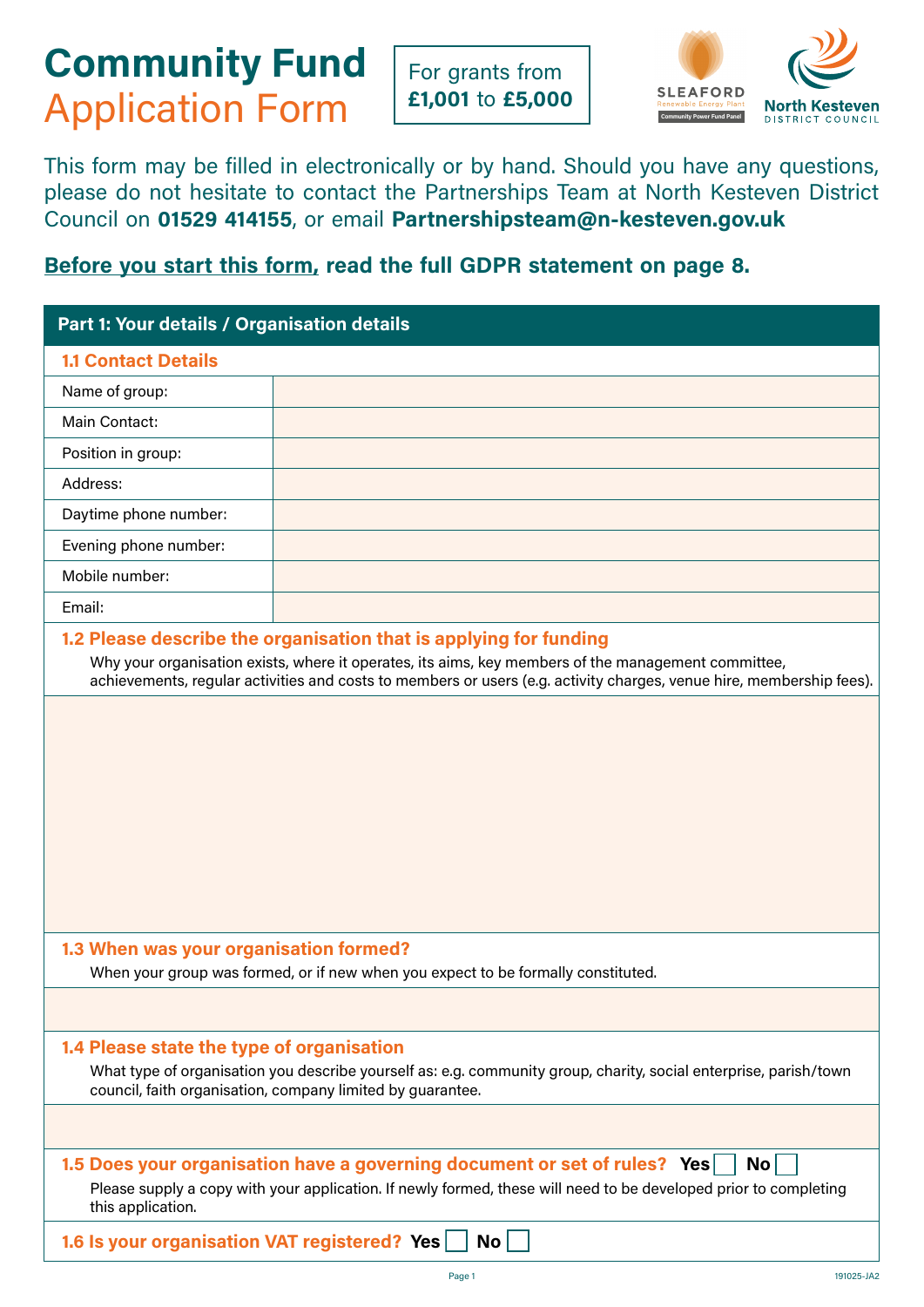# Community Fund Application Form

**For grants from £1,001 to £5,000**

This form may be filled in electronically or by hand. Should you have any questions, please do not hesitate to contact the Partnerships Team at North Kesteven District Council on **01529 414155**, or email **Partnershipsteam@n-kesteven.gov.uk**

**Before you start this form, read the full GDPR statement on page 8.**

## Part 1: Your details / Organisation details

### 1.1 Contact Details

| | |
|---|---|
| Name of group: | |
| Main Contact: | |
| Position in group: | |
| Address: | |
| Daytime phone number: | |
| Evening phone number: | |
| Mobile number: | |
| Email: | |

### 1.2 Please describe the organisation that is applying for funding

Why your organisation exists, where it operates, its aims, key members of the management committee, achievements, regular activities and costs to members or users (e.g. activity charges, venue hire, membership fees).

### 1.3 When was your organisation formed?

When your group was formed, or if new when you expect to be formally constituted.

### 1.4 Please state the type of organisation

What type of organisation you describe yourself as: e.g. community group, charity, social enterprise, parish/town council, faith organisation, company limited by guarantee.

### 1.5 Does your organisation have a governing document or set of rules? Yes ☐ No ☐

Please supply a copy with your application. If newly formed, these will need to be developed prior to completing this application.

### 1.6 Is your organisation VAT registered? Yes ☐ No ☐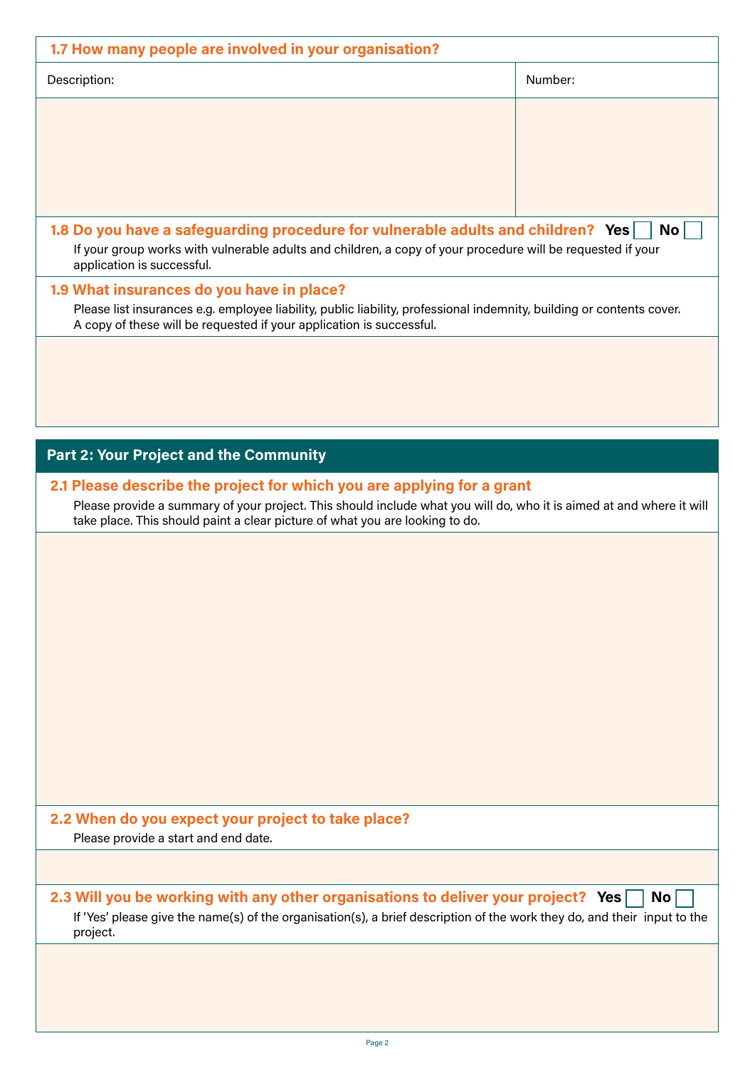### 1.7 How many people are involved in your organisation?

| Description: | Number: |
| --- | --- |
| | |

### 1.8 Do you have a safeguarding procedure for vulnerable adults and children? Yes ☐ No ☐

If your group works with vulnerable adults and children, a copy of your procedure will be requested if your application is successful.

### 1.9 What insurances do you have in place?

Please list insurances e.g. employee liability, public liability, professional indemnity, building or contents cover. A copy of these will be requested if your application is successful.

## Part 2: Your Project and the Community

### 2.1 Please describe the project for which you are applying for a grant

Please provide a summary of your project. This should include what you will do, who it is aimed at and where it will take place. This should paint a clear picture of what you are looking to do.

### 2.2 When do you expect your project to take place?

Please provide a start and end date.

### 2.3 Will you be working with any other organisations to deliver your project? Yes ☐ No ☐

If 'Yes' please give the name(s) of the organisation(s), a brief description of the work they do, and their input to the project.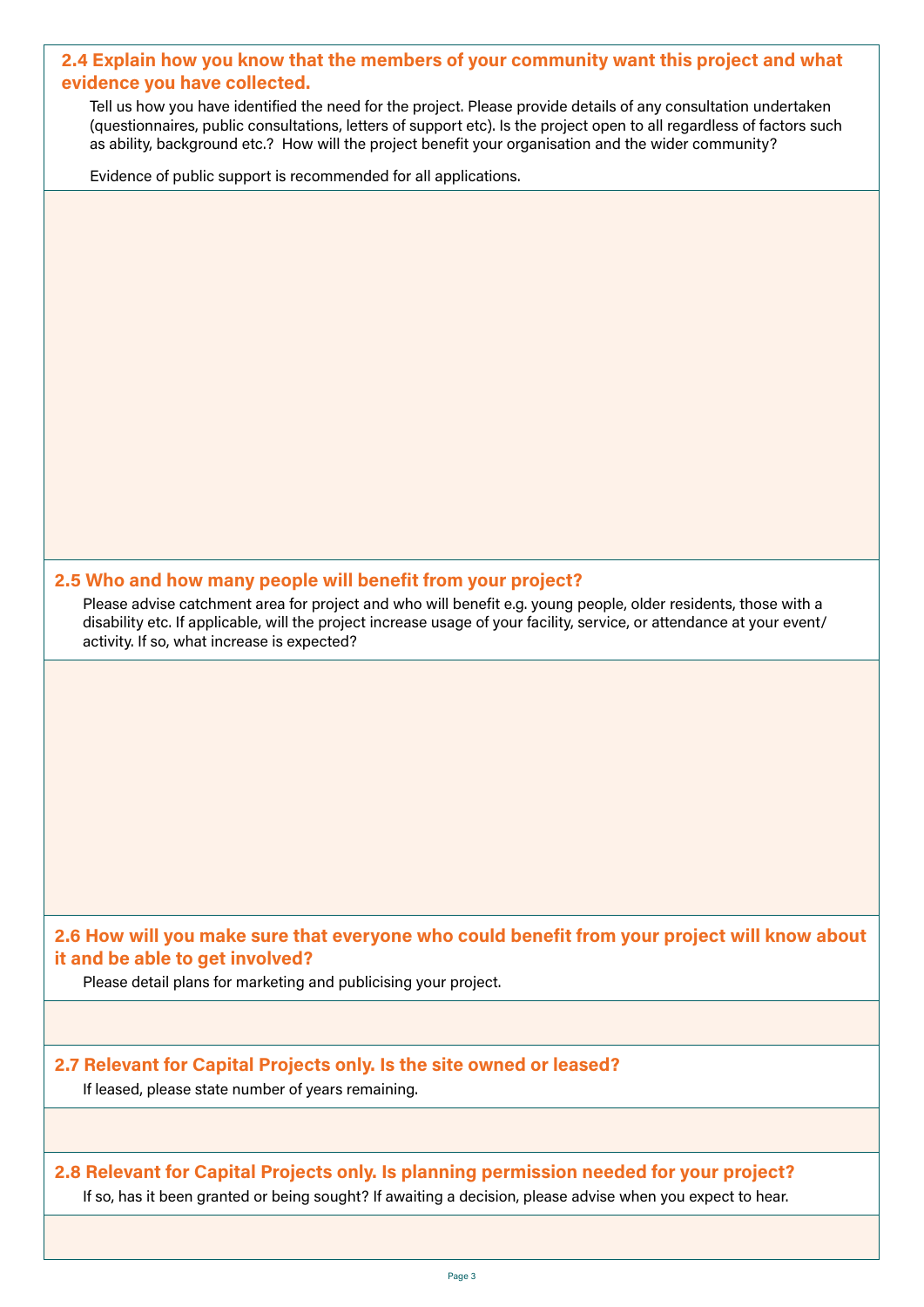## 2.4 Explain how you know that the members of your community want this project and what evidence you have collected.

Tell us how you have identified the need for the project. Please provide details of any consultation undertaken (questionnaires, public consultations, letters of support etc). Is the project open to all regardless of factors such as ability, background etc.? How will the project benefit your organisation and the wider community?

Evidence of public support is recommended for all applications.

## 2.5 Who and how many people will benefit from your project?

Please advise catchment area for project and who will benefit e.g. young people, older residents, those with a disability etc. If applicable, will the project increase usage of your facility, service, or attendance at your event/ activity. If so, what increase is expected?

## 2.6 How will you make sure that everyone who could benefit from your project will know about it and be able to get involved?

Please detail plans for marketing and publicising your project.

## 2.7 Relevant for Capital Projects only. Is the site owned or leased?

If leased, please state number of years remaining.

## 2.8 Relevant for Capital Projects only. Is planning permission needed for your project?

If so, has it been granted or being sought? If awaiting a decision, please advise when you expect to hear.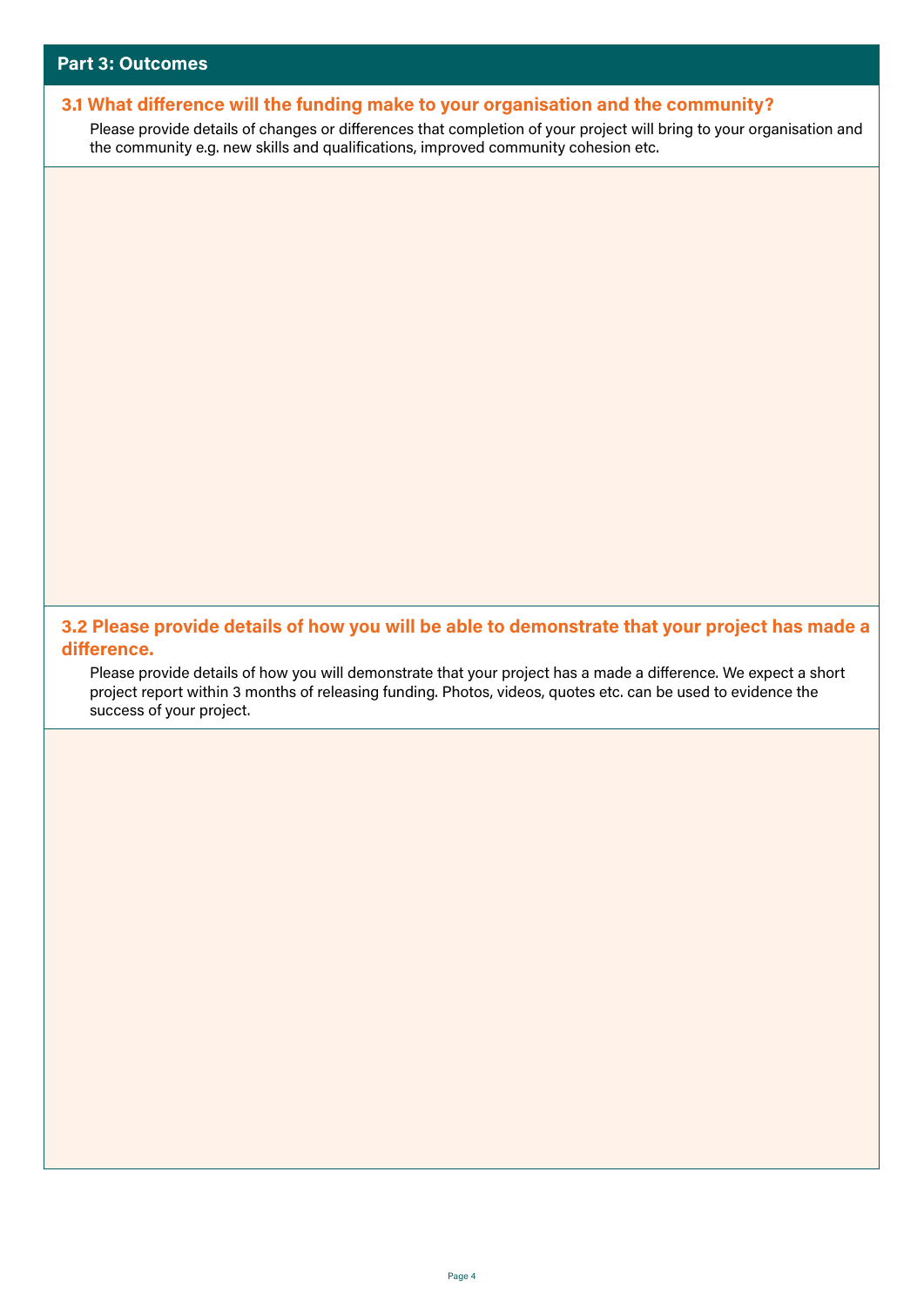## Part 3: Outcomes

### 3.1 What difference will the funding make to your organisation and the community?

Please provide details of changes or differences that completion of your project will bring to your organisation and the community e.g. new skills and qualifications, improved community cohesion etc.

### 3.2 Please provide details of how you will be able to demonstrate that your project has made a difference.

Please provide details of how you will demonstrate that your project has a made a difference. We expect a short project report within 3 months of releasing funding. Photos, videos, quotes etc. can be used to evidence the success of your project.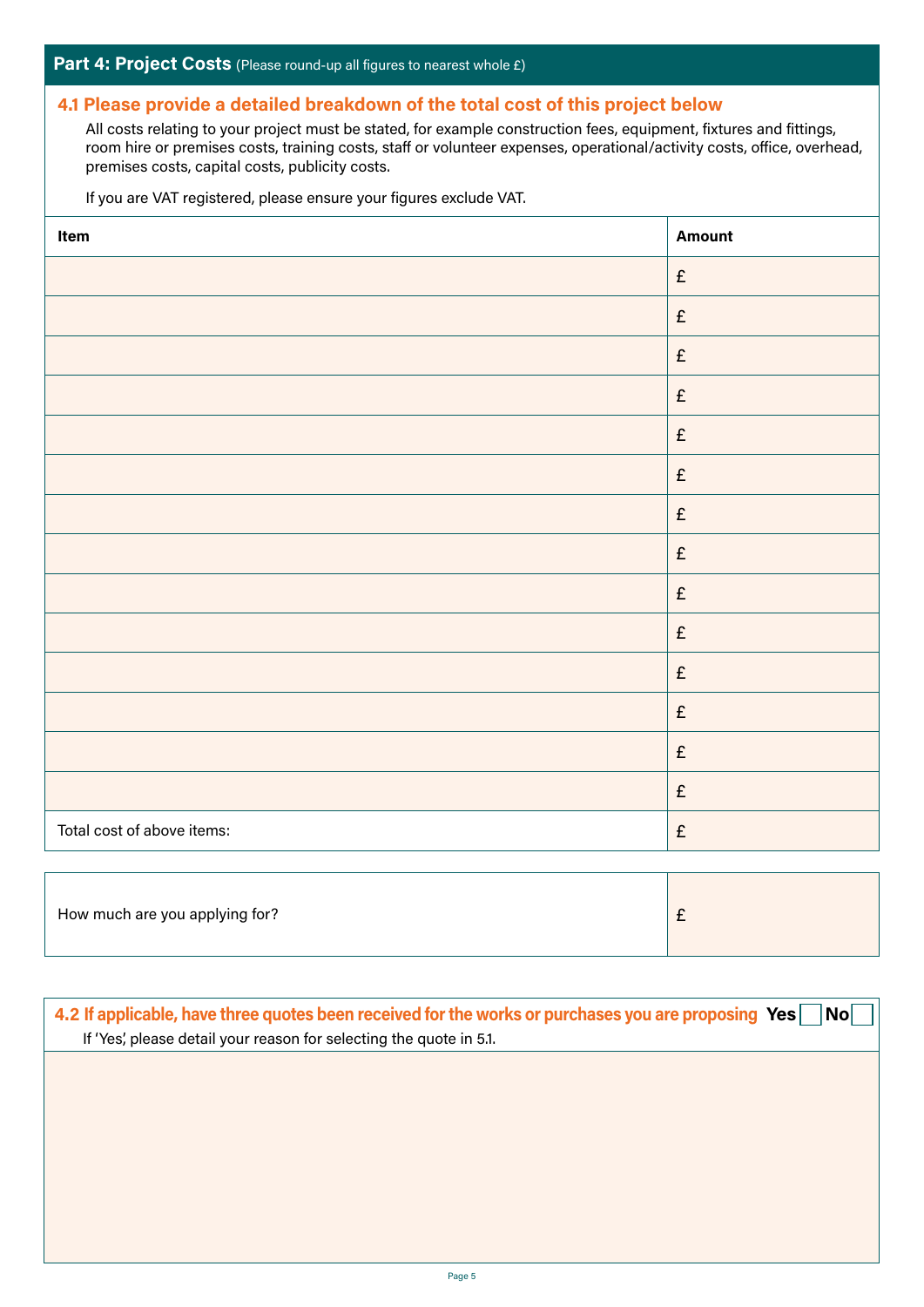## Part 4: Project Costs (Please round-up all figures to nearest whole £)

### 4.1 Please provide a detailed breakdown of the total cost of this project below

All costs relating to your project must be stated, for example construction fees, equipment, fixtures and fittings, room hire or premises costs, training costs, staff or volunteer expenses, operational/activity costs, office, overhead, premises costs, capital costs, publicity costs.

If you are VAT registered, please ensure your figures exclude VAT.

| Item | Amount |
|---|---|
| | £ |
| | £ |
| | £ |
| | £ |
| | £ |
| | £ |
| | £ |
| | £ |
| | £ |
| | £ |
| | £ |
| | £ |
| | £ |
| | £ |
| Total cost of above items: | £ |

| | |
|---|---|
| How much are you applying for? | £ |

### 4.2 If applicable, have three quotes been received for the works or purchases you are proposing Yes ☐ No ☐

If 'Yes', please detail your reason for selecting the quote in 5.1.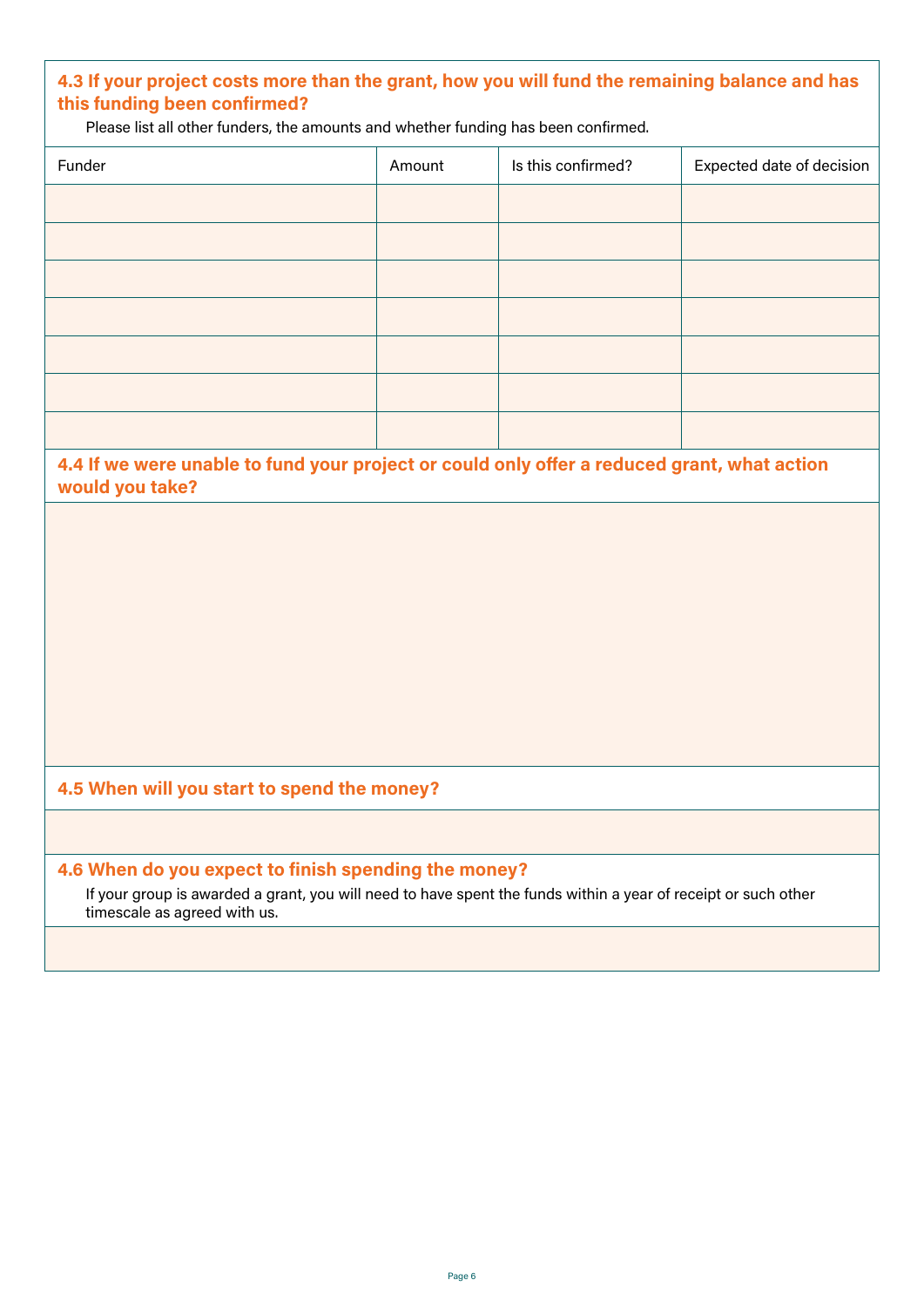### 4.3 If your project costs more than the grant, how you will fund the remaining balance and has this funding been confirmed?

Please list all other funders, the amounts and whether funding has been confirmed.

| Funder | Amount | Is this confirmed? | Expected date of decision |
|---|---|---|---|
| | | | |
| | | | |
| | | | |
| | | | |
| | | | |
| | | | |
| | | | |

### 4.4 If we were unable to fund your project or could only offer a reduced grant, what action would you take?

### 4.5 When will you start to spend the money?

### 4.6 When do you expect to finish spending the money?

If your group is awarded a grant, you will need to have spent the funds within a year of receipt or such other timescale as agreed with us.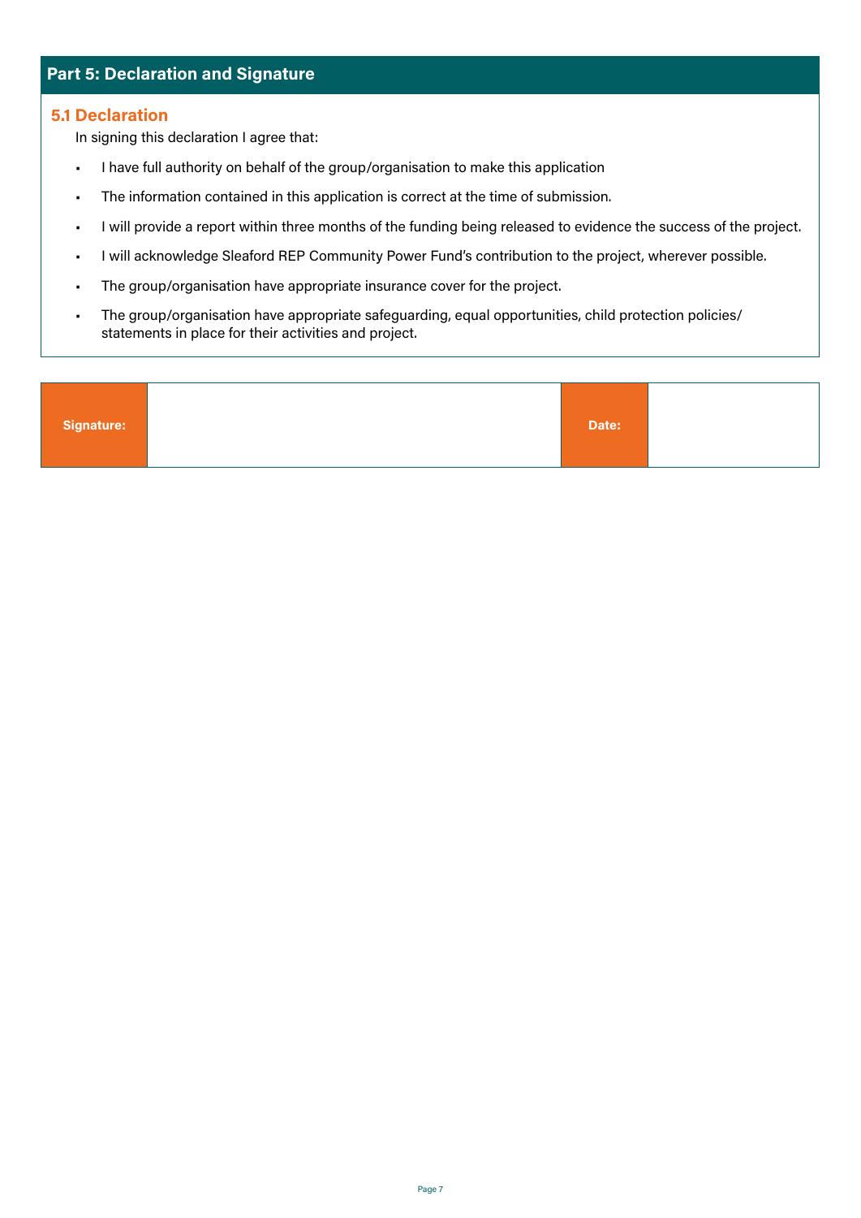## Part 5: Declaration and Signature

### 5.1 Declaration

In signing this declaration I agree that:

- I have full authority on behalf of the group/organisation to make this application
- The information contained in this application is correct at the time of submission.
- I will provide a report within three months of the funding being released to evidence the success of the project.
- I will acknowledge Sleaford REP Community Power Fund's contribution to the project, wherever possible.
- The group/organisation have appropriate insurance cover for the project.
- The group/organisation have appropriate safeguarding, equal opportunities, child protection policies/ statements in place for their activities and project.

| **Signature:** | | **Date:** | |
|---|---|---|---|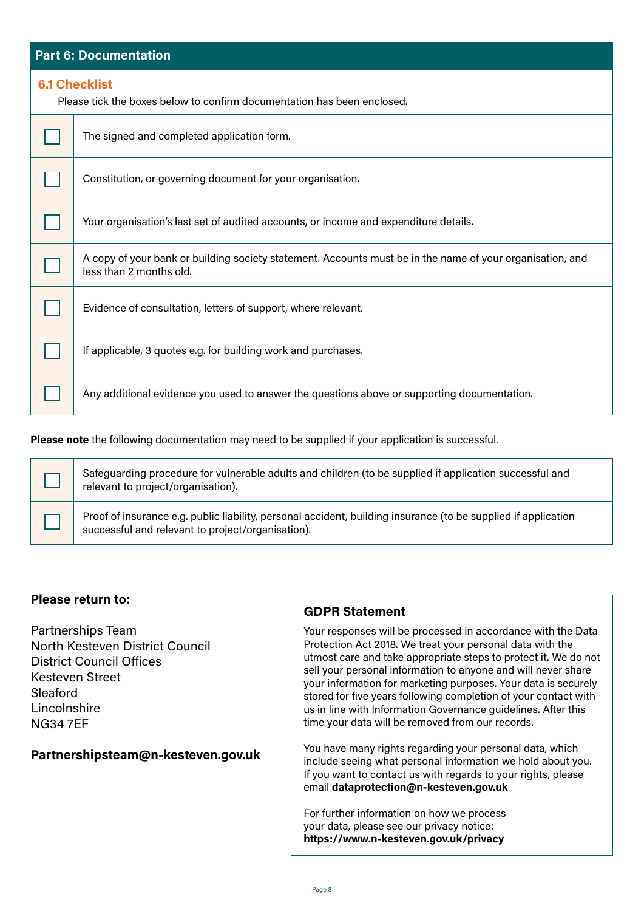## Part 6: Documentation

### 6.1 Checklist

Please tick the boxes below to confirm documentation has been enclosed.

| | |
|---|---|
| ☐ | The signed and completed application form. |
| ☐ | Constitution, or governing document for your organisation. |
| ☐ | Your organisation's last set of audited accounts, or income and expenditure details. |
| ☐ | A copy of your bank or building society statement. Accounts must be in the name of your organisation, and less than 2 months old. |
| ☐ | Evidence of consultation, letters of support, where relevant. |
| ☐ | If applicable, 3 quotes e.g. for building work and purchases. |
| ☐ | Any additional evidence you used to answer the questions above or supporting documentation. |

**Please note** the following documentation may need to be supplied if your application is successful.

| | |
|---|---|
| ☐ | Safeguarding procedure for vulnerable adults and children (to be supplied if application successful and relevant to project/organisation). |
| ☐ | Proof of insurance e.g. public liability, personal accident, building insurance (to be supplied if application successful and relevant to project/organisation). |

**Please return to:**

Partnerships Team
North Kesteven District Council
District Council Offices
Kesteven Street
Sleaford
Lincolnshire
NG34 7EF

**Partnershipsteam@n-kesteven.gov.uk**

### GDPR Statement

Your responses will be processed in accordance with the Data Protection Act 2018. We treat your personal data with the utmost care and take appropriate steps to protect it. We do not sell your personal information to anyone and will never share your information for marketing purposes. Your data is securely stored for five years following completion of your contact with us in line with Information Governance guidelines. After this time your data will be removed from our records.

You have many rights regarding your personal data, which include seeing what personal information we hold about you. If you want to contact us with regards to your rights, please email **dataprotection@n-kesteven.gov.uk**

For further information on how we process your data, please see our privacy notice: **https://www.n-kesteven.gov.uk/privacy**